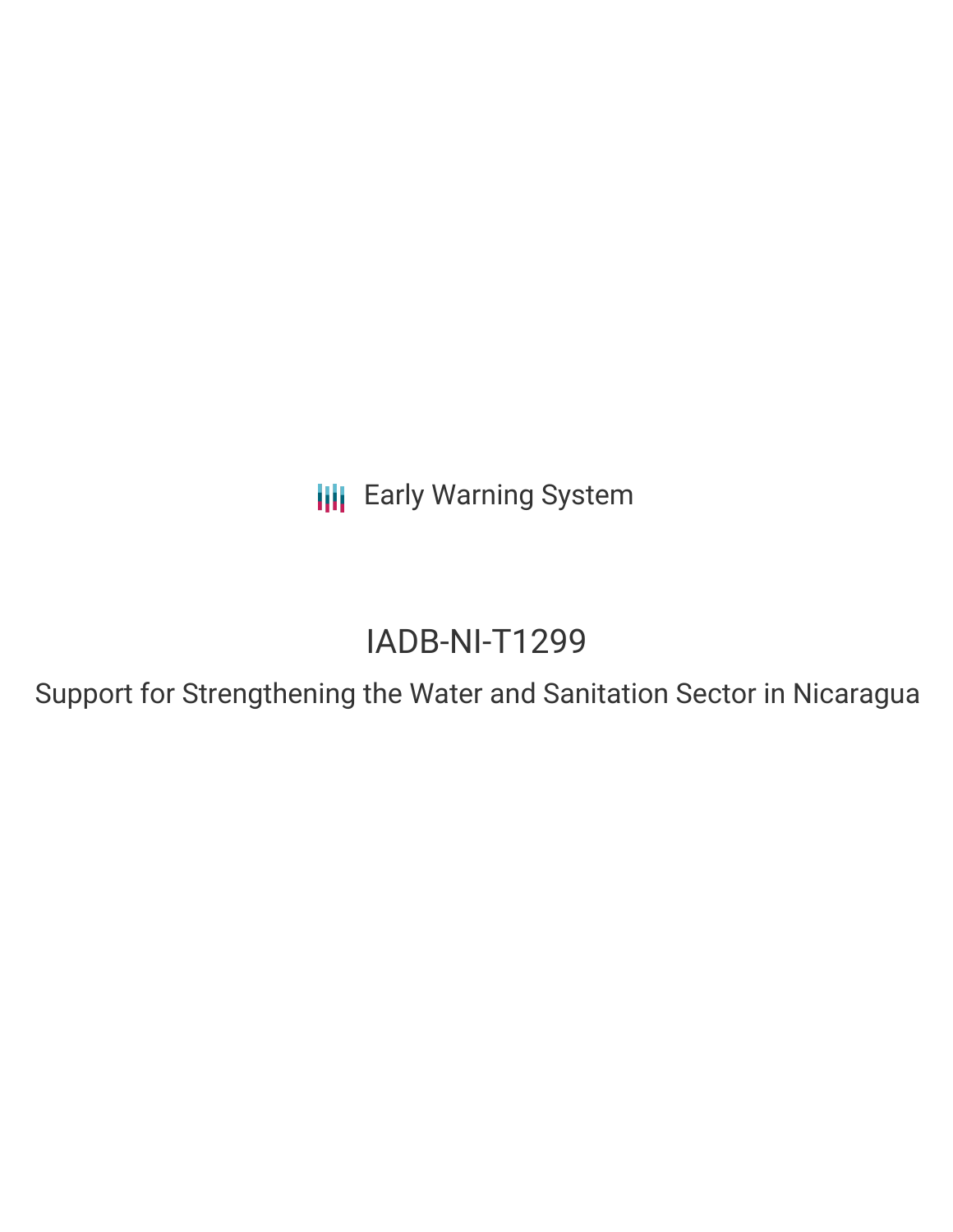Early Warning System

# IADB-NI-T1299

## Support for Strengthening the Water and Sanitation Sector in Nicaragua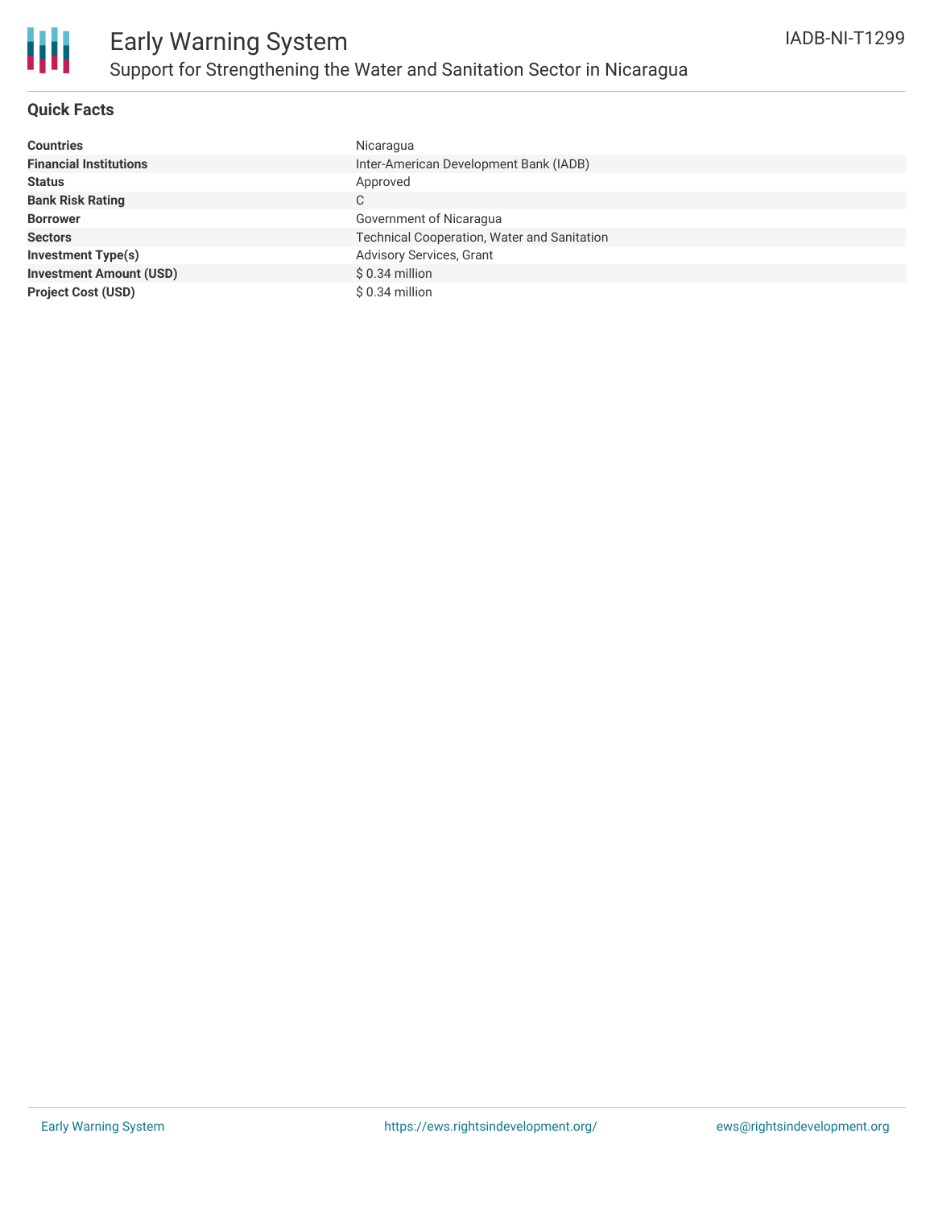# Early Warning System

## Support for Strengthening the Water and Sanitation Sector in Nicaragua

IADB-NI-T1299

### Quick Facts

| | |
|---|---|
| **Countries** | Nicaragua |
| **Financial Institutions** | Inter-American Development Bank (IADB) |
| **Status** | Approved |
| **Bank Risk Rating** | C |
| **Borrower** | Government of Nicaragua |
| **Sectors** | Technical Cooperation, Water and Sanitation |
| **Investment Type(s)** | Advisory Services, Grant |
| **Investment Amount (USD)** | $ 0.34 million |
| **Project Cost (USD)** | $ 0.34 million |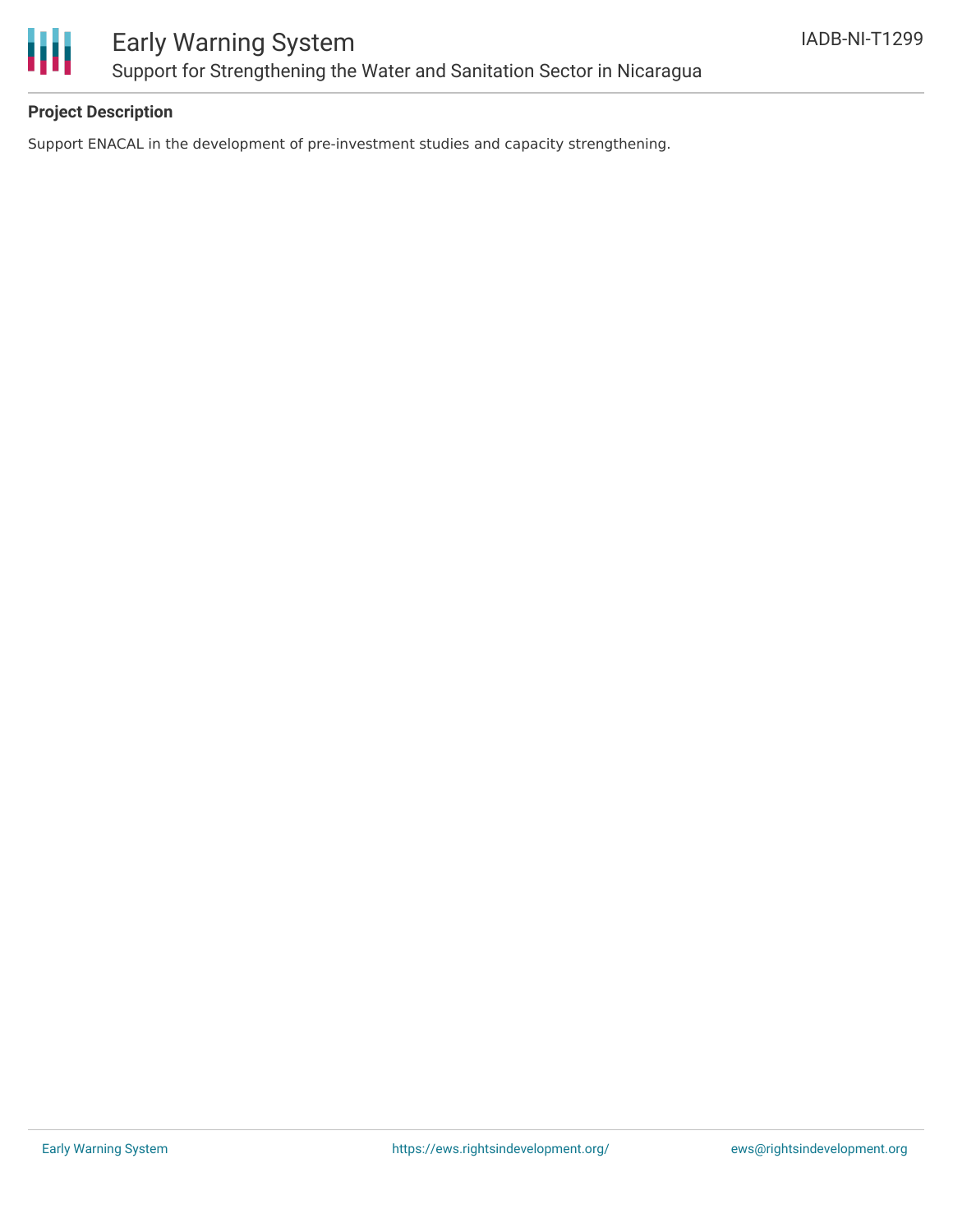**Project Description**

Support ENACAL in the development of pre-investment studies and capacity strengthening.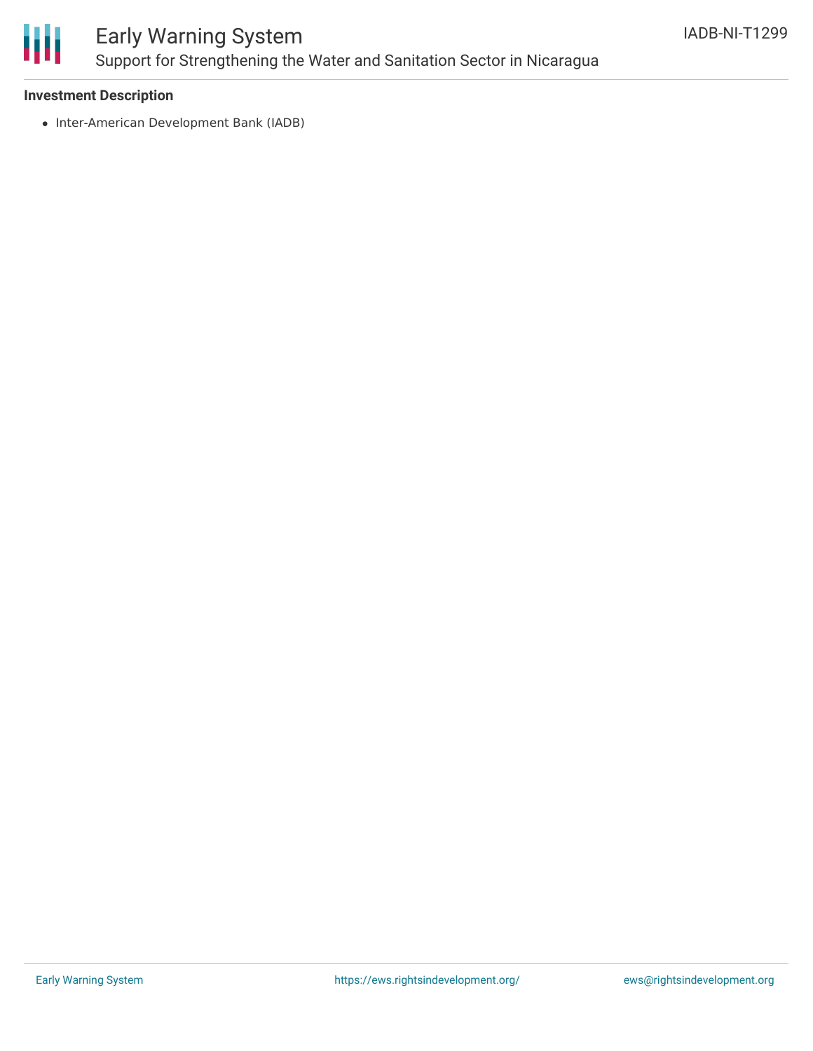**Investment Description**

- Inter-American Development Bank (IADB)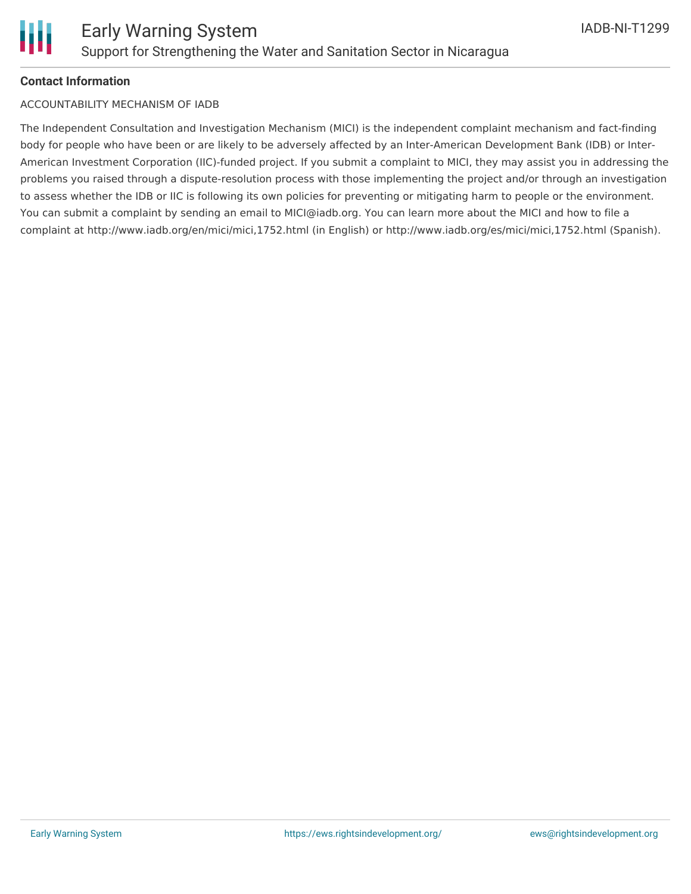**Contact Information**

ACCOUNTABILITY MECHANISM OF IADB

The Independent Consultation and Investigation Mechanism (MICI) is the independent complaint mechanism and fact-finding body for people who have been or are likely to be adversely affected by an Inter-American Development Bank (IDB) or Inter-American Investment Corporation (IIC)-funded project. If you submit a complaint to MICI, they may assist you in addressing the problems you raised through a dispute-resolution process with those implementing the project and/or through an investigation to assess whether the IDB or IIC is following its own policies for preventing or mitigating harm to people or the environment. You can submit a complaint by sending an email to MICI@iadb.org. You can learn more about the MICI and how to file a complaint at http://www.iadb.org/en/mici/mici,1752.html (in English) or http://www.iadb.org/es/mici/mici,1752.html (Spanish).